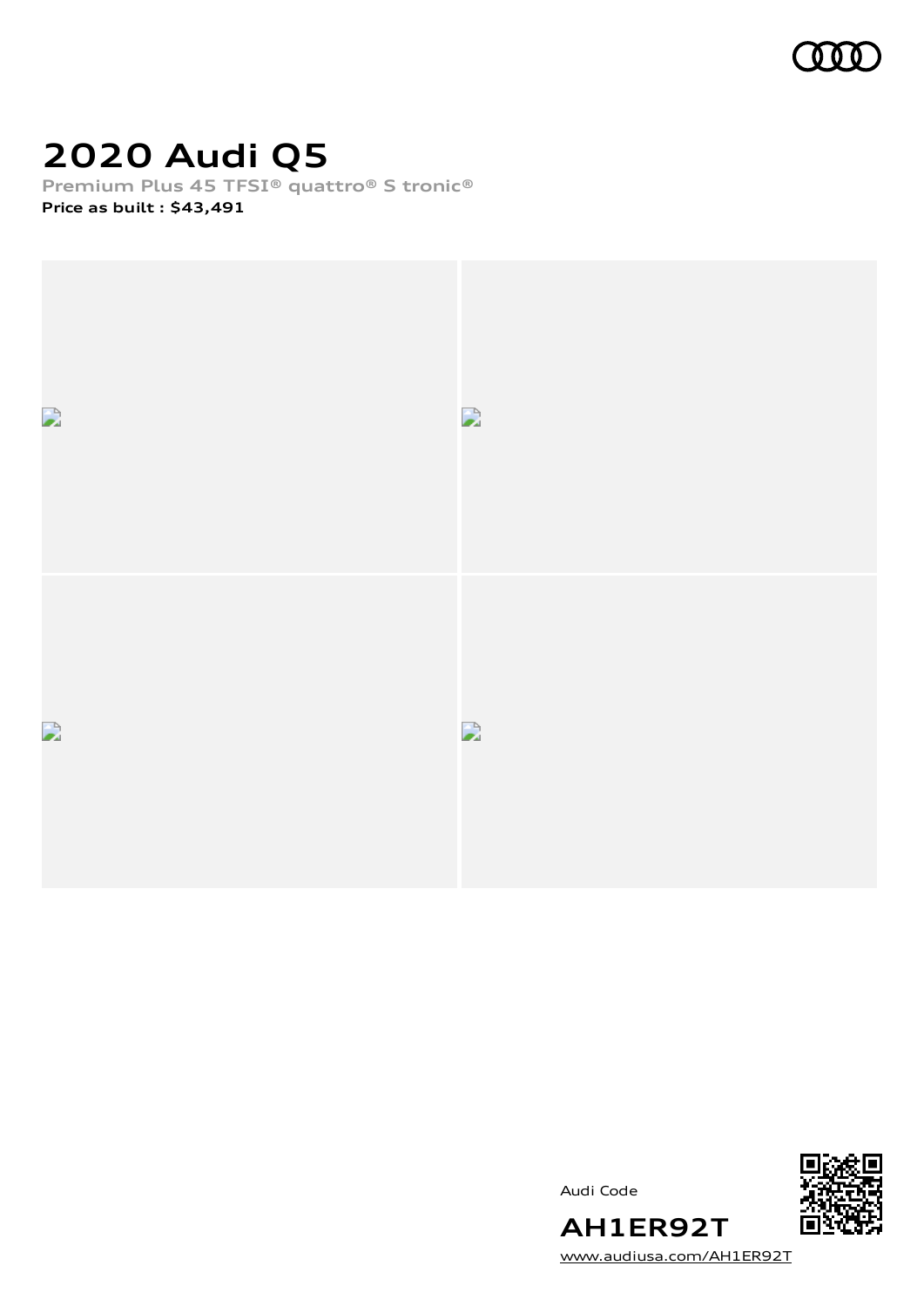# 2020 Audi Q5

**Premium Plus 45 TFSI® quattro® S tronic®**

**Price as built : $43,491**

Audi Code

**AH1ER92T**

www.audiusa.com/AH1ER92T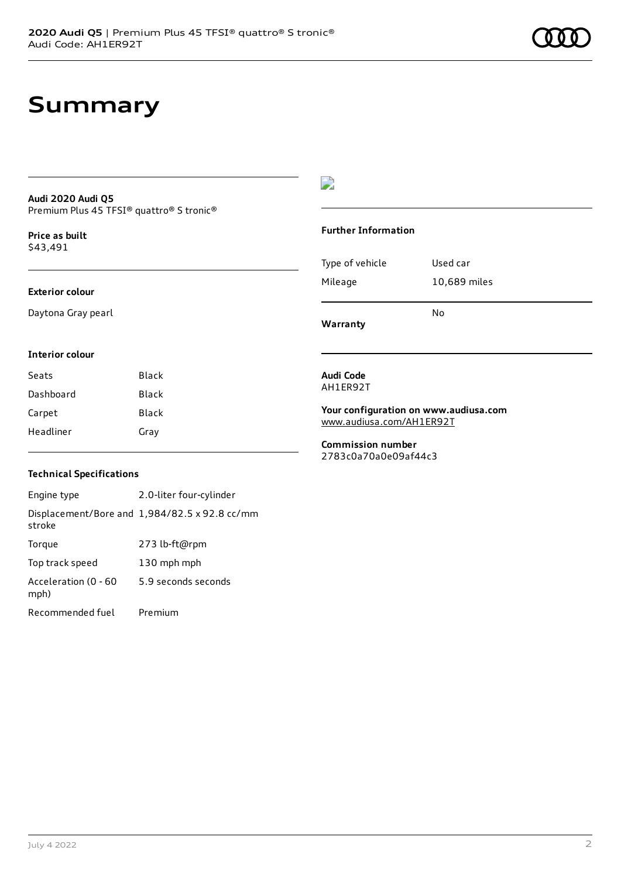# Summary

**Audi 2020 Audi Q5**
Premium Plus 45 TFSI® quattro® S tronic®

**Price as built**
$43,491

**Exterior colour**

Daytona Gray pearl

**Interior colour**

| | |
|---|---|
| Seats | Black |
| Dashboard | Black |
| Carpet | Black |
| Headliner | Gray |

**Technical Specifications**

| | |
|---|---|
| Engine type | 2.0-liter four-cylinder |
| Displacement/Bore and stroke | 1,984/82.5 x 92.8 cc/mm |
| Torque | 273 lb-ft@rpm |
| Top track speed | 130 mph mph |
| Acceleration (0 - 60 mph) | 5.9 seconds seconds |
| Recommended fuel | Premium |

**Further Information**

| | |
|---|---|
| Type of vehicle | Used car |
| Mileage | 10,689 miles |
| **Warranty** | No |

**Audi Code**
AH1ER92T

**Your configuration on www.audiusa.com**
www.audiusa.com/AH1ER92T

**Commission number**
2783c0a70a0e09af44c3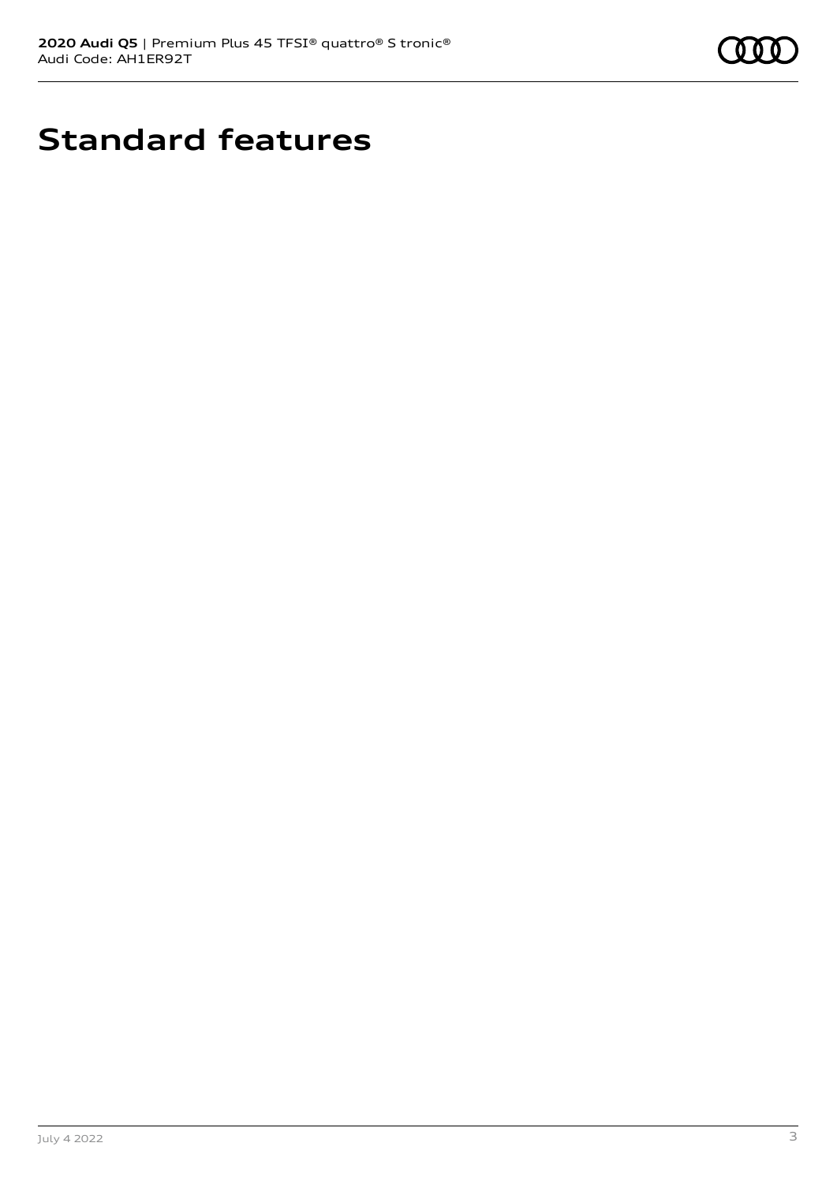# Standard features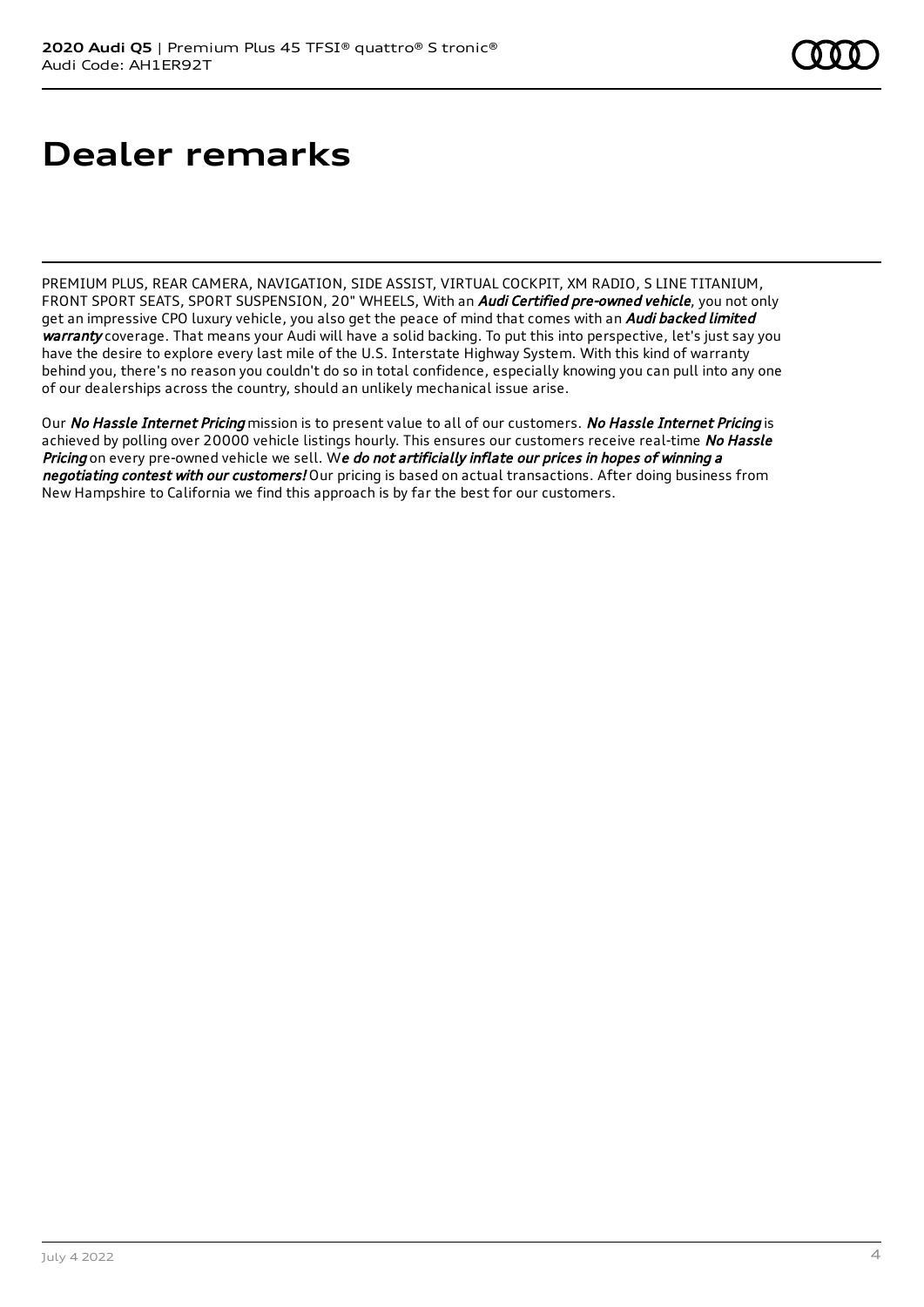# Dealer remarks

PREMIUM PLUS, REAR CAMERA, NAVIGATION, SIDE ASSIST, VIRTUAL COCKPIT, XM RADIO, S LINE TITANIUM, FRONT SPORT SEATS, SPORT SUSPENSION, 20" WHEELS, With an ***Audi Certified pre-owned vehicle***, you not only get an impressive CPO luxury vehicle, you also get the peace of mind that comes with an ***Audi backed limited warranty*** coverage. That means your Audi will have a solid backing. To put this into perspective, let's just say you have the desire to explore every last mile of the U.S. Interstate Highway System. With this kind of warranty behind you, there's no reason you couldn't do so in total confidence, especially knowing you can pull into any one of our dealerships across the country, should an unlikely mechanical issue arise.

Our *No Hassle Internet Pricing* mission is to present value to all of our customers. *No Hassle Internet Pricing* is achieved by polling over 20000 vehicle listings hourly. This ensures our customers receive real-time *No Hassle Pricing* on every pre-owned vehicle we sell. W***e do not artificially inflate our prices in hopes of winning a negotiating contest with our customers!*** Our pricing is based on actual transactions. After doing business from New Hampshire to California we find this approach is by far the best for our customers.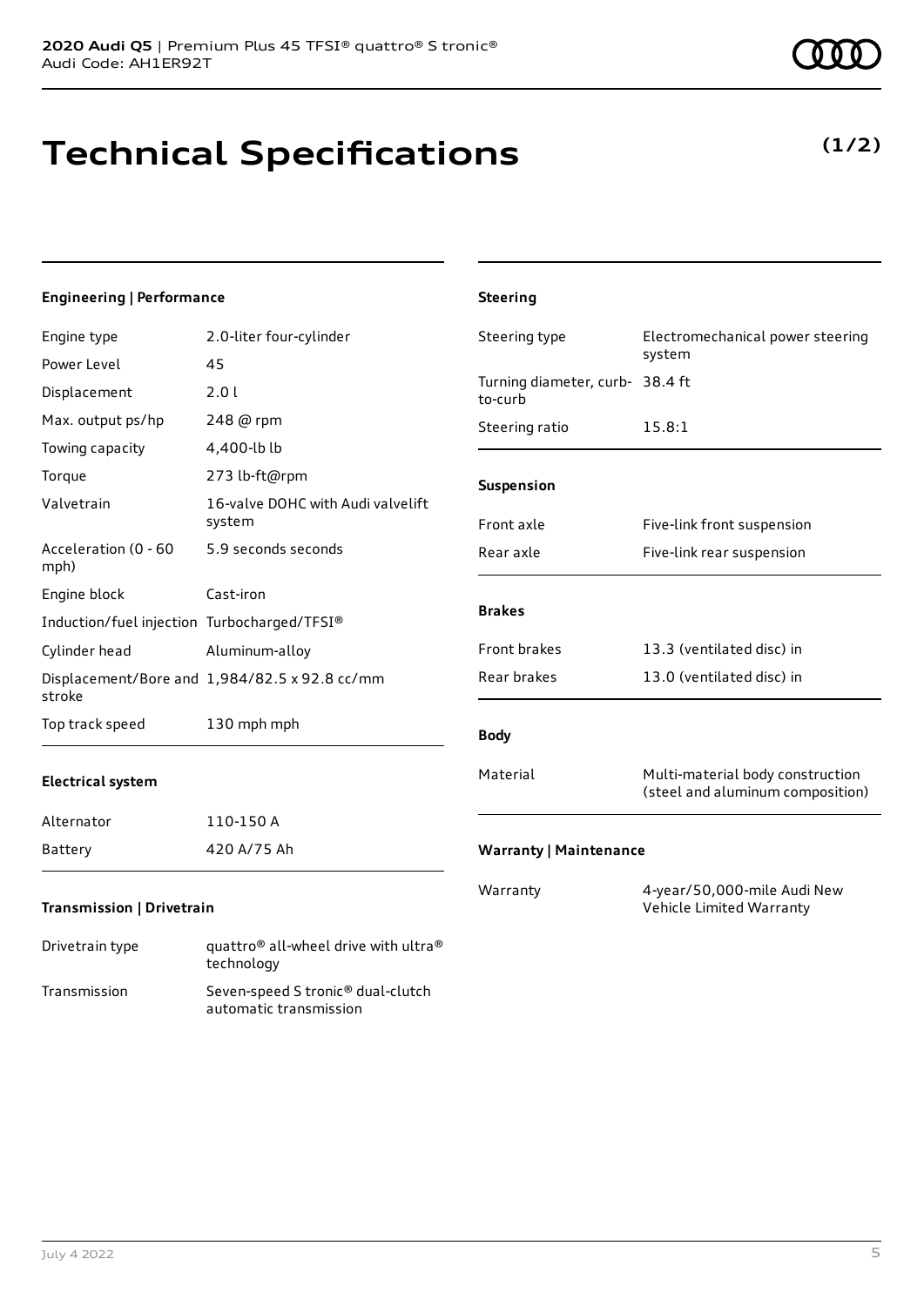# Technical Specifications

**(1/2)**

## Engineering | Performance

| | |
|---|---|
| Engine type | 2.0-liter four-cylinder |
| Power Level | 45 |
| Displacement | 2.0 l |
| Max. output ps/hp | 248 @ rpm |
| Towing capacity | 4,400-lb lb |
| Torque | 273 lb-ft@rpm |
| Valvetrain | 16-valve DOHC with Audi valvelift system |
| Acceleration (0 - 60 mph) | 5.9 seconds seconds |
| Engine block | Cast-iron |
| Induction/fuel injection | Turbocharged/TFSI® |
| Cylinder head | Aluminum-alloy |
| Displacement/Bore and stroke | 1,984/82.5 x 92.8 cc/mm |
| Top track speed | 130 mph mph |

## Electrical system

| | |
|---|---|
| Alternator | 110-150 A |
| Battery | 420 A/75 Ah |

## Transmission | Drivetrain

| | |
|---|---|
| Drivetrain type | quattro® all-wheel drive with ultra® technology |
| Transmission | Seven-speed S tronic® dual-clutch automatic transmission |

## Steering

| | |
|---|---|
| Steering type | Electromechanical power steering system |
| Turning diameter, curb-to-curb | 38.4 ft |
| Steering ratio | 15.8:1 |

## Suspension

| | |
|---|---|
| Front axle | Five-link front suspension |
| Rear axle | Five-link rear suspension |

## Brakes

| | |
|---|---|
| Front brakes | 13.3 (ventilated disc) in |
| Rear brakes | 13.0 (ventilated disc) in |

## Body

| | |
|---|---|
| Material | Multi-material body construction (steel and aluminum composition) |

## Warranty | Maintenance

| | |
|---|---|
| Warranty | 4-year/50,000-mile Audi New Vehicle Limited Warranty |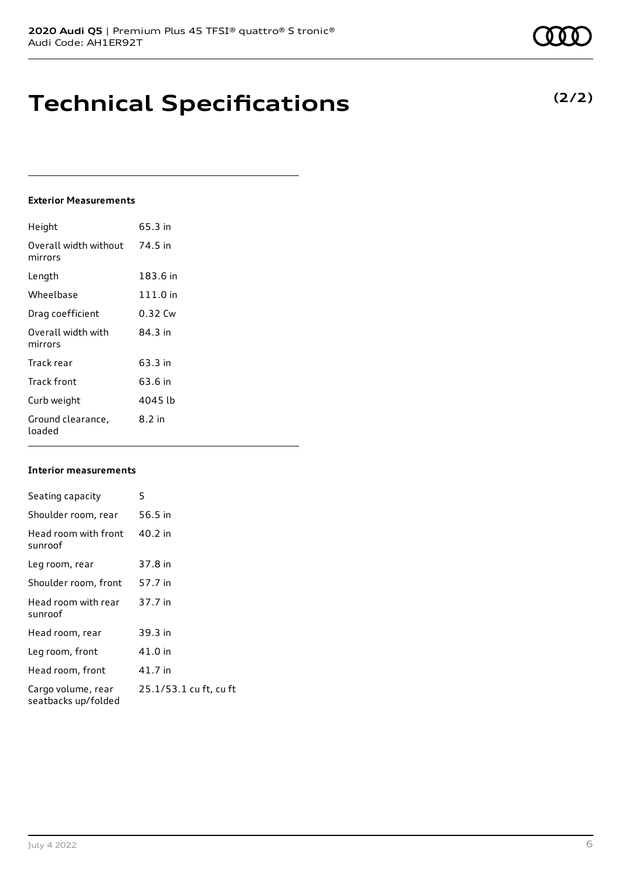# Technical Specifications

**(2/2)**

### Exterior Measurements

| | |
|---|---|
| Height | 65.3 in |
| Overall width without mirrors | 74.5 in |
| Length | 183.6 in |
| Wheelbase | 111.0 in |
| Drag coefficient | 0.32 Cw |
| Overall width with mirrors | 84.3 in |
| Track rear | 63.3 in |
| Track front | 63.6 in |
| Curb weight | 4045 lb |
| Ground clearance, loaded | 8.2 in |

### Interior measurements

| | |
|---|---|
| Seating capacity | 5 |
| Shoulder room, rear | 56.5 in |
| Head room with front sunroof | 40.2 in |
| Leg room, rear | 37.8 in |
| Shoulder room, front | 57.7 in |
| Head room with rear sunroof | 37.7 in |
| Head room, rear | 39.3 in |
| Leg room, front | 41.0 in |
| Head room, front | 41.7 in |
| Cargo volume, rear seatbacks up/folded | 25.1/53.1 cu ft, cu ft |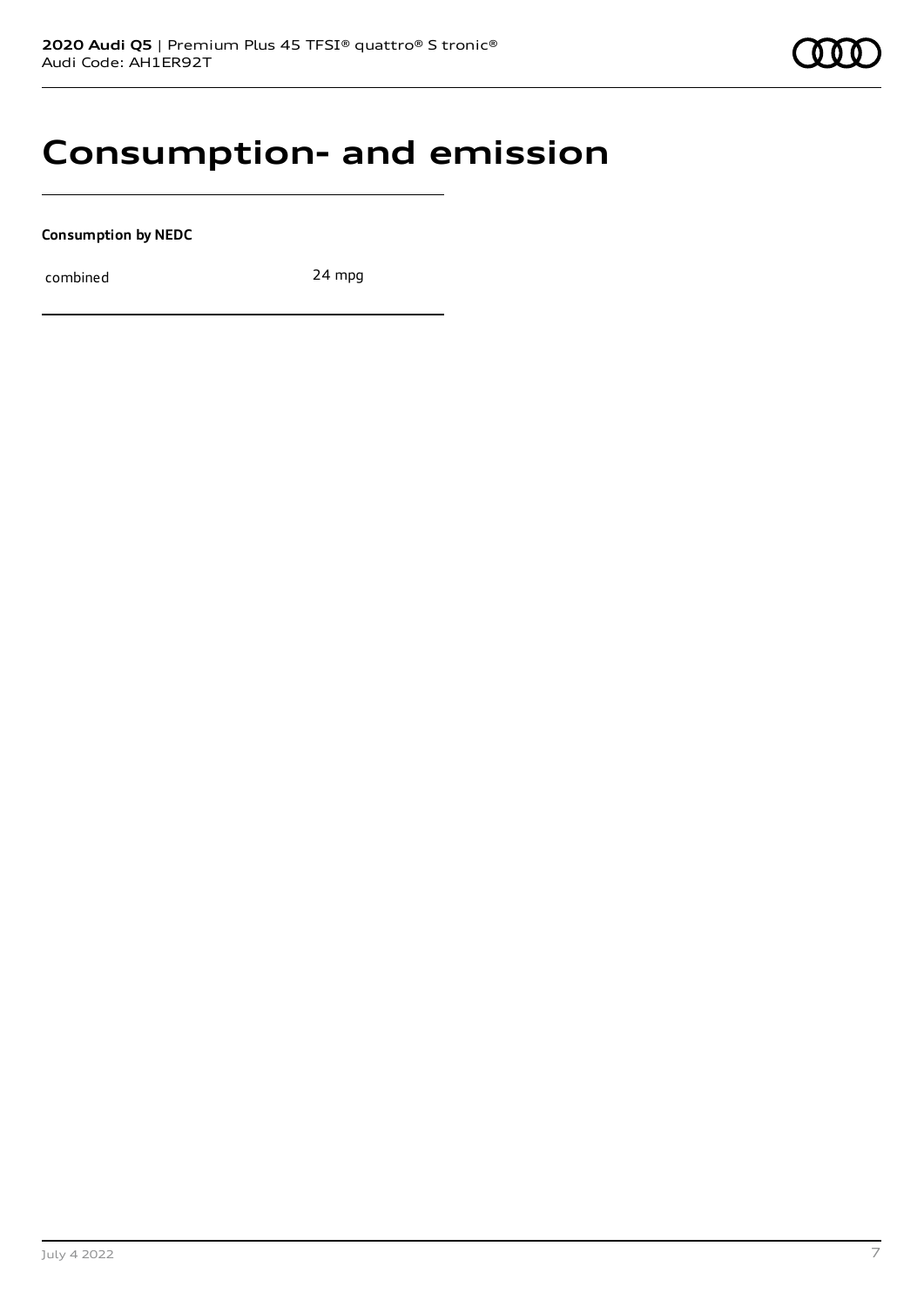# Consumption- and emission

**Consumption by NEDC**

| | |
|---|---|
| combined | 24 mpg |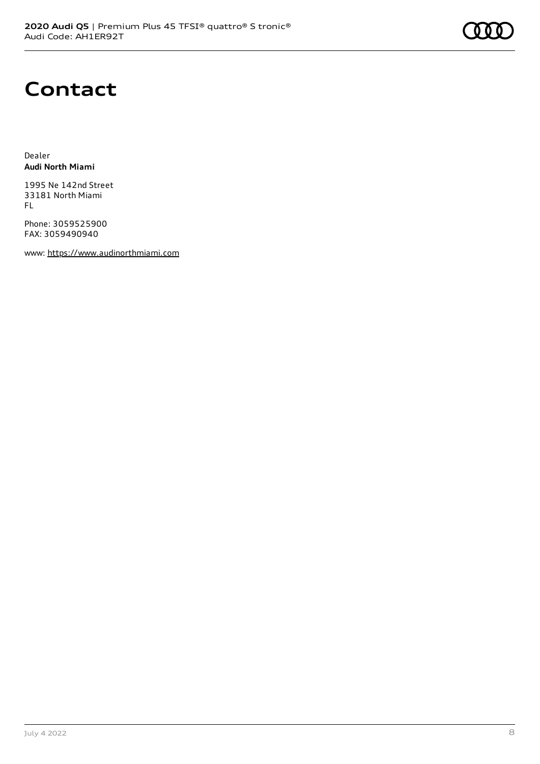# Contact

Dealer
**Audi North Miami**

1995 Ne 142nd Street
33181 North Miami
FL

Phone: 3059525900
FAX: 3059490940

www: https://www.audinorthmiami.com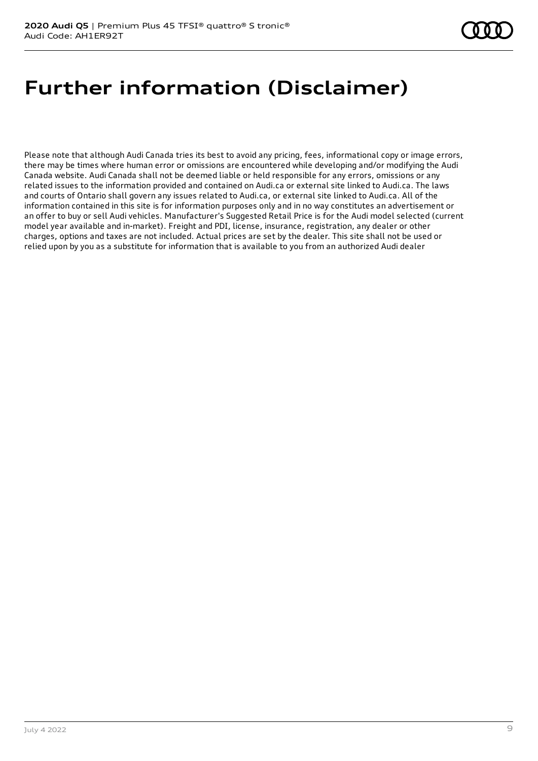# Further information (Disclaimer)

Please note that although Audi Canada tries its best to avoid any pricing, fees, informational copy or image errors, there may be times where human error or omissions are encountered while developing and/or modifying the Audi Canada website. Audi Canada shall not be deemed liable or held responsible for any errors, omissions or any related issues to the information provided and contained on Audi.ca or external site linked to Audi.ca. The laws and courts of Ontario shall govern any issues related to Audi.ca, or external site linked to Audi.ca. All of the information contained in this site is for information purposes only and in no way constitutes an advertisement or an offer to buy or sell Audi vehicles. Manufacturer's Suggested Retail Price is for the Audi model selected (current model year available and in-market). Freight and PDI, license, insurance, registration, any dealer or other charges, options and taxes are not included. Actual prices are set by the dealer. This site shall not be used or relied upon by you as a substitute for information that is available to you from an authorized Audi dealer